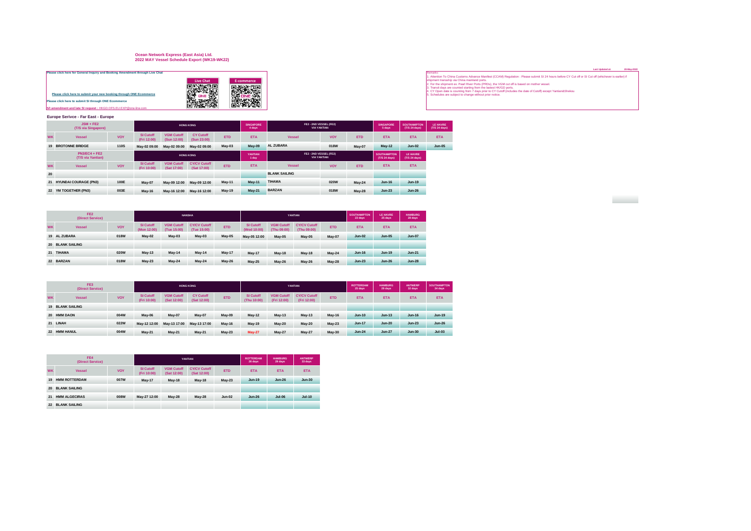# Ocean Network Express (East Asia) Ltd.

## 2022 MAY Vessel Schedule Export (WK19-WK22)

Please click here for General Inquiry and Booking Amendment through Live Chat

Live Chat

E-commerce

Please click here to submit your new booking through ONE Ecommerce

Please click here to submit SI through ONE Ecommerce

SI amendment and late SI request : HKGD.OFS.EU.EXP@one-line.com

Last Updated at: 20-May-2022

Remarks:
1. Attention To China Customs Advance Manifest (CCAM) Regulation : Please submit SI 24 hours before CY Cut off or SI Cut off (whichever is earlier) if shipment tranship via China mainland ports.
2. For the shipment ex. Pearl River Ports (PRDs), the VGM cut off is based on mother vessel.
3. Transit days are counted starting from the lastest HK/GD ports.
4. CY Open date is counting from 7 days prior to CY Cutoff (includes the date of Cutoff) except Yantian&Shekou
5. Schedules are subject to change without prior notice.

### Europe Serivce - Far East - Europe

| JSM + FE2 (T/S via Singapore) | | | HONG KONG | | | | SINGAPORE 4 days | FE2 - 2ND VESSEL (FE2) VIA YANTIAN | | | SINGAPORE 5 days | SOUTHAMPTON (T/S 24 days) | LE HAVRE (T/S 24 days) |
|---|---|---|---|---|---|---|---|---|---|---|---|---|---|
| WK | Vessel | VOY | SI Cutoff (Fri 12:00) | VGM Cutoff (Sun 12:00) | CY Cutoff (Sun 23:00) | ETD | ETA | Vessel | VOY | ETD | ETA | ETA | ETA |
| 19 | BROTONNE BRIDGE | 110S | May-02 09:00 | May-02 09:00 | May-02 09:00 | May-03 | May-09 | AL ZUBARA | 018W | May-07 | May-12 | Jun-02 | Jun-05 |

| PN3/EC4 + FE2 (T/S via Yantian) | | | HONG KONG | | | | YANTIAN 1 day | FE2 - 2ND VESSEL (FE2) VIA YANTIAN | | | SOUTHAMPTON (T/S 24 days) | LE HAVRE (T/S 24 days) |
|---|---|---|---|---|---|---|---|---|---|---|---|---|
| WK | Vessel | VOY | SI Cutoff (Fri 10:00) | VGM Cutoff (Sat 17:00) | CY/CV Cutoff (Sat 17:00) | ETD | ETA | Vessel | VOY | ETD | ETA | ETA |
| 20 | | | | | | | | BLANK SAILING | | | | |
| 21 | HYUNDAI COURAGE (PN3) | 100E | May-07 | May-09 12:00 | May-09 12:00 | May-11 | May-11 | TIHAMA | 020W | May-24 | Jun-16 | Jun-19 |
| 22 | YM TOGETHER (PN3) | 003E | May-16 | May-16 12:00 | May-16 12:00 | May-19 | May-21 | BARZAN | 018W | May-28 | Jun-23 | Jun-26 |

| FE2 (Direct Service) | | | NANSHA | | | | YANTIAN | | | | SOUTHAMPTON 23 days | LE HAVRE 25 days | HAMBURG 28 days |
|---|---|---|---|---|---|---|---|---|---|---|---|---|---|
| WK | Vessel | VOY | SI Cutoff (Mon 12:00) | VGM Cutoff (Tue 15:00) | CY/CV Cutoff (Tue 15:00) | ETD | SI Cutoff (Wed 10:00) | VGM Cutoff (Thu 09:00) | CY/CV Cutoff (Thu 09:00) | ETD | ETA | ETA | ETA |
| 19 | AL ZUBARA | 018W | May-02 | May-03 | May-03 | May-05 | May-05 12:00 | May-05 | May-05 | May-07 | Jun-02 | Jun-05 | Jun-07 |
| 20 | BLANK SAILING | | | | | | | | | | | | |
| 21 | TIHAMA | 020W | May-13 | May-14 | May-14 | May-17 | May-17 | May-18 | May-18 | May-24 | Jun-16 | Jun-19 | Jun-21 |
| 22 | BARZAN | 018W | May-23 | May-24 | May-24 | May-26 | May-25 | May-26 | May-26 | May-28 | Jun-23 | Jun-26 | Jun-28 |

| FE3 (Direct Service) | | | HONG KONG | | | | YANTIAN | | | | ROTTERDAM 25 days | HAMBURG 29 days | ANTWERP 32 days | SOUTHAMPTON 34 days |
|---|---|---|---|---|---|---|---|---|---|---|---|---|---|---|
| WK | Vessel | VOY | SI Cutoff (Fri 10:00) | VGM Cutoff (Sat 12:00) | CY Cutoff (Sat 12:00) | ETD | SI Cutoff (Thu 10:00) | VGM Cutoff (Fri 12:00) | CY/CV Cutoff (Fri 12:00) | ETD | ETA | ETA | ETA | ETA |
| 19 | BLANK SAILING | | | | | | | | | | | | | |
| 20 | HMM DAON | 004W | May-06 | May-07 | May-07 | May-09 | May-12 | May-13 | May-13 | May-16 | Jun-10 | Jun-13 | Jun-16 | Jun-19 |
| 21 | LINAH | 022W | May-12 12:00 | May-13 17:00 | May-13 17:00 | May-16 | May-19 | May-20 | May-20 | May-23 | Jun-17 | Jun-20 | Jun-23 | Jun-26 |
| 22 | HMM HANUL | 004W | May-21 | May-21 | May-21 | May-23 | May-27 | May-27 | May-27 | May-30 | Jun-24 | Jun-27 | Jun-30 | Jul-03 |

| FE4 (Direct Service) | | | YANTIAN | | | | ROTTERDAM 26 days | HAMBURG 29 days | ANTWERP 33 days |
|---|---|---|---|---|---|---|---|---|---|
| WK | Vessel | VOY | SI Cutoff (Fri 10:00) | VGM Cutoff (Sat 12:00) | CY/CV Cutoff (Sat 12:00) | ETD | ETA | ETA | ETA |
| 19 | HMM ROTTERDAM | 007W | May-17 | May-18 | May-18 | May-23 | Jun-19 | Jun-26 | Jun-30 |
| 20 | BLANK SAILING | | | | | | | | |
| 21 | HMM ALGECIRAS | 008W | May-27 12:00 | May-28 | May-28 | Jun-02 | Jun-26 | Jul-06 | Jul-10 |
| 22 | BLANK SAILING | | | | | | | | |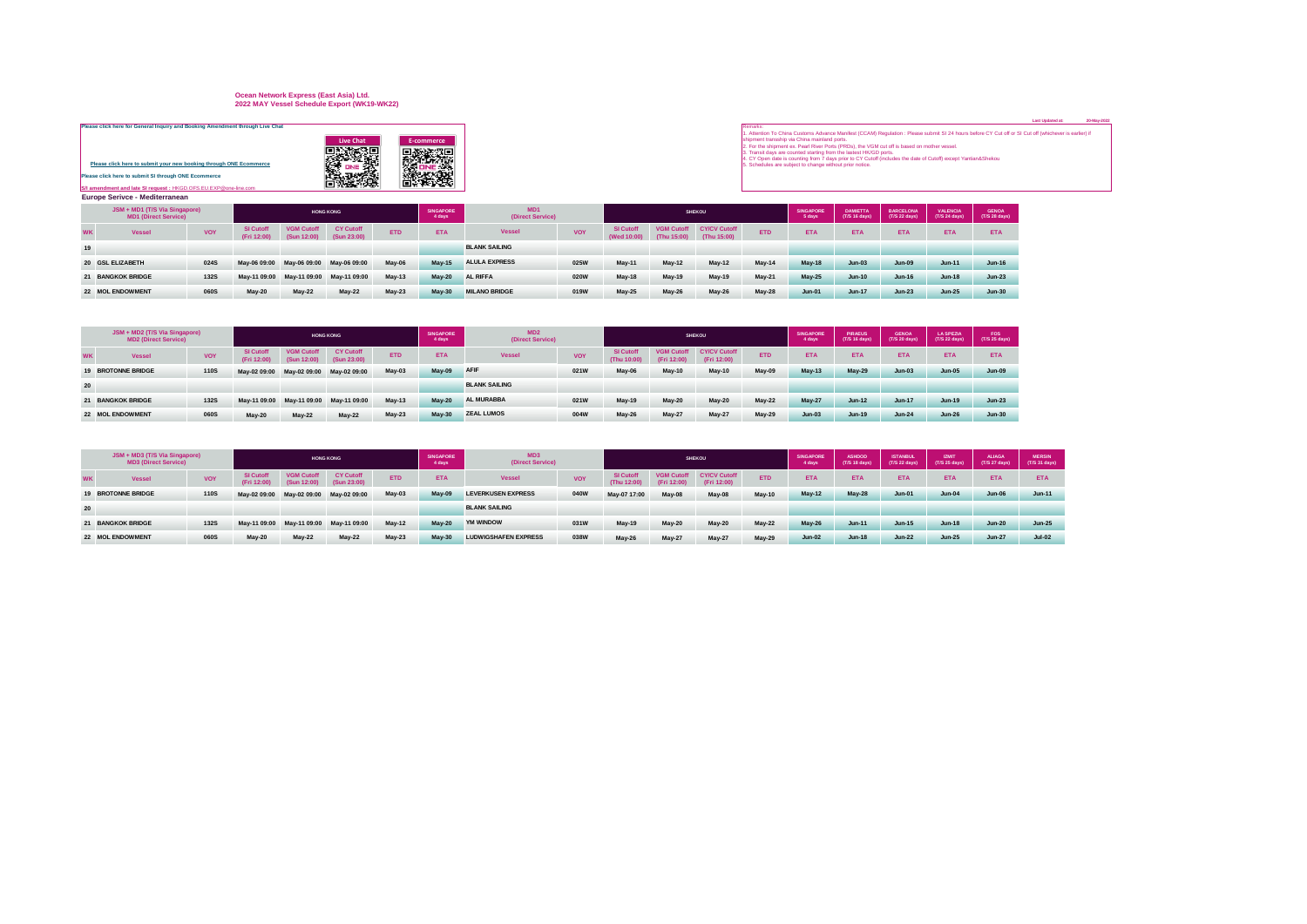**Ocean Network Express (East Asia) Ltd.**
**2022 MAY Vessel Schedule Export (WK19-WK22)**

Last Updated at: 20-May-2022

Please click here for General Inquiry and Booking Amendment through Live Chat

Live Chat | E-commerce

Please click here to submit your new booking through ONE Ecommerce

Please click here to submit SI through ONE Ecommerce

SI amendment and late SI request : HKGD.OFS.EU.EXP@one-line.com

Remarks:
1. Attention To China Customs Advance Manifest (CCAM) Regulation : Please submit SI 24 hours before CY Cut off or SI Cut off (whichever is earlier) if shipment tranship via China mainland ports.
2. For the shipment ex. Pearl River Ports (PRDs), the VGM cut off is based on mother vessel.
3. Transit days are counted starting from the lastest HK/GD ports.
4. CY Open date is counting from 7 days prior to CY Cutoff (includes the date of Cutoff) except Yantian&Shekou
5. Schedules are subject to change without prior notice.

**Europe Serivce - Mediterranean**

| JSM + MD1 (T/S Via Singapore) MD1 (Direct Service) | | | HONG KONG | | | | SINGAPORE 4 days | MD1 (Direct Service) | | SHEKOU | | | | SINGAPORE 5 days | DAMIETTA (T/S 16 days) | BARCELONA (T/S 22 days) | VALENCIA (T/S 24 days) | GENOA (T/S 28 days) |
|---|---|---|---|---|---|---|---|---|---|---|---|---|---|---|---|---|---|---|
| WK | Vessel | VOY | SI Cutoff (Fri 12:00) | VGM Cutoff (Sun 12:00) | CY Cutoff (Sun 23:00) | ETD | ETA | Vessel | VOY | SI Cutoff (Wed 10:00) | VGM Cutoff (Thu 15:00) | CY/CV Cutoff (Thu 15:00) | ETD | ETA | ETA | ETA | ETA | ETA |
| 19 | | | | | | | | BLANK SAILING | | | | | | | | | | |
| 20 | GSL ELIZABETH | 024S | May-06 09:00 | May-06 09:00 | May-06 09:00 | May-06 | May-15 | ALULA EXPRESS | 025W | May-11 | May-12 | May-12 | May-14 | May-18 | Jun-03 | Jun-09 | Jun-11 | Jun-16 |
| 21 | BANGKOK BRIDGE | 132S | May-11 09:00 | May-11 09:00 | May-11 09:00 | May-13 | May-20 | AL RIFFA | 020W | May-18 | May-19 | May-19 | May-21 | May-25 | Jun-10 | Jun-16 | Jun-18 | Jun-23 |
| 22 | MOL ENDOWMENT | 060S | May-20 | May-22 | May-22 | May-23 | May-30 | MILANO BRIDGE | 019W | May-25 | May-26 | May-26 | May-28 | Jun-01 | Jun-17 | Jun-23 | Jun-25 | Jun-30 |

| JSM + MD2 (T/S Via Singapore) MD2 (Direct Service) | | | HONG KONG | | | | SINGAPORE 4 days | MD2 (Direct Service) | | SHEKOU | | | | SINGAPORE 4 days | PIRAEUS (T/S 16 days) | GENOA (T/S 20 days) | LA SPEZIA (T/S 22 days) | FOS (T/S 26 days) |
|---|---|---|---|---|---|---|---|---|---|---|---|---|---|---|---|---|---|---|
| WK | Vessel | VOY | SI Cutoff (Fri 12:00) | VGM Cutoff (Sun 12:00) | CY Cutoff (Sun 23:00) | ETD | ETA | Vessel | VOY | SI Cutoff (Thu 10:00) | VGM Cutoff (Fri 12:00) | CY/CV Cutoff (Fri 12:00) | ETD | ETA | ETA | ETA | ETA | ETA |
| 19 | BROTONNE BRIDGE | 110S | May-02 09:00 | May-02 09:00 | May-02 09:00 | May-03 | May-09 | AFIF | 021W | May-06 | May-10 | May-10 | May-09 | May-13 | May-29 | Jun-03 | Jun-05 | Jun-09 |
| 20 | | | | | | | | BLANK SAILING | | | | | | | | | | |
| 21 | BANGKOK BRIDGE | 132S | May-11 09:00 | May-11 09:00 | May-11 09:00 | May-13 | May-20 | AL MURABBA | 021W | May-19 | May-20 | May-20 | May-22 | May-27 | Jun-12 | Jun-17 | Jun-19 | Jun-23 |
| 22 | MOL ENDOWMENT | 060S | May-20 | May-22 | May-22 | May-23 | May-30 | ZEAL LUMOS | 004W | May-26 | May-27 | May-27 | May-29 | Jun-03 | Jun-19 | Jun-24 | Jun-26 | Jun-30 |

| JSM + MD3 (T/S Via Singapore) MD3 (Direct Service) | | | HONG KONG | | | | SINGAPORE 4 days | MD3 (Direct Service) | | SHEKOU | | | | SINGAPORE 4 days | ASHDOD (T/S 18 days) | ISTANBUL (T/S 22 days) | IZMIT (T/S 25 days) | ALIAGA (T/S 27 days) | MERSIN (T/S 31 days) |
|---|---|---|---|---|---|---|---|---|---|---|---|---|---|---|---|---|---|---|---|
| WK | Vessel | VOY | SI Cutoff (Fri 12:00) | VGM Cutoff (Sun 12:00) | CY Cutoff (Sun 23:00) | ETD | ETA | Vessel | VOY | SI Cutoff (Thu 12:00) | VGM Cutoff (Fri 12:00) | CY/CV Cutoff (Fri 12:00) | ETD | ETA | ETA | ETA | ETA | ETA | ETA |
| 19 | BROTONNE BRIDGE | 110S | May-02 09:00 | May-02 09:00 | May-02 09:00 | May-03 | May-09 | LEVERKUSEN EXPRESS | 040W | May-07 17:00 | May-08 | May-08 | May-10 | May-12 | May-28 | Jun-01 | Jun-04 | Jun-06 | Jun-11 |
| 20 | | | | | | | | BLANK SAILING | | | | | | | | | | | |
| 21 | BANGKOK BRIDGE | 132S | May-11 09:00 | May-11 09:00 | May-11 09:00 | May-12 | May-20 | YM WINDOW | 031W | May-19 | May-20 | May-20 | May-22 | May-26 | Jun-11 | Jun-15 | Jun-18 | Jun-20 | Jun-25 |
| 22 | MOL ENDOWMENT | 060S | May-20 | May-22 | May-22 | May-23 | May-30 | LUDWIGSHAFEN EXPRESS | 038W | May-26 | May-27 | May-27 | May-29 | Jun-02 | Jun-18 | Jun-22 | Jun-25 | Jun-27 | Jul-02 |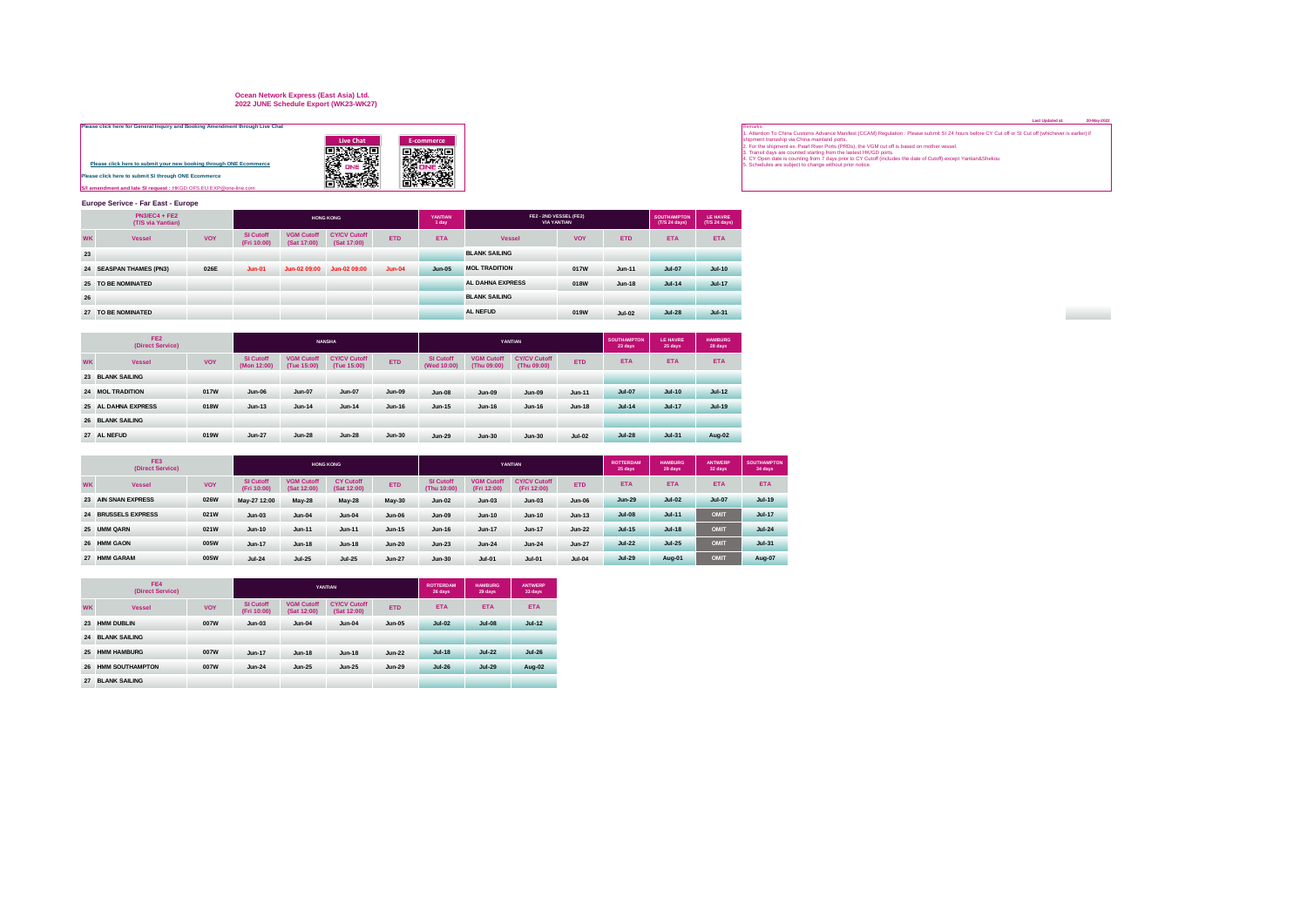# Ocean Network Express (East Asia) Ltd.
## 2022 JUNE Schedule Export (WK23-WK27)

Last Updated at: 20-May-2022

**Please click here for General Inquiry and Booking Amendment through Live Chat**

Live Chat | E-commerce

**Please click here to submit your new booking through ONE Ecommerce**

**Please click here to submit SI through ONE Ecommerce**

**SI amendment and late SI request :** HKGD.OFS.EU.EXP@one-line.com

Remarks:
1. Attention To China Customs Advance Manifest (CCAM) Regulation : Please submit SI 24 hours before CY Cut off or SI Cut off (whichever is earlier) if shipment tranship via China mainland ports.
2. For the shipment ex. Pearl River Ports (PRDs), the VGM cut off is based on mother vessel.
3. Transit days are counted starting from the lastest HK/GD ports.
4. CY Open date is counting from 7 days prior to CY Cutoff (includes the date of Cutoff) except Yantian&Shekou
5. Schedules are subject to change without prior notice.

### Europe Serivce - Far East - Europe

| PN3/EC4 + FE2 (T/S via Yantian) | | | HONG KONG | | | | YANTIAN 1 day | FE2 - 2ND VESSEL (FE2) VIA YANTIAN | | | SOUTHAMPTON (T/S 24 days) | LE HAVRE (T/S 24 days) |
|---|---|---|---|---|---|---|---|---|---|---|---|---|
| WK | Vessel | VOY | SI Cutoff (Fri 10:00) | VGM Cutoff (Sat 17:00) | CY/CV Cutoff (Sat 17:00) | ETD | ETA | Vessel | VOY | ETD | ETA | ETA |
| 23 | | | | | | | | BLANK SAILING | | | | |
| 24 | SEASPAN THAMES (PN3) | 026E | Jun-01 | Jun-02 09:00 | Jun-02 09:00 | Jun-04 | Jun-05 | MOL TRADITION | 017W | Jun-11 | Jul-07 | Jul-10 |
| 25 | TO BE NOMINATED | | | | | | | AL DAHNA EXPRESS | 018W | Jun-18 | Jul-14 | Jul-17 |
| 26 | | | | | | | | BLANK SAILING | | | | |
| 27 | TO BE NOMINATED | | | | | | | AL NEFUD | 019W | Jul-02 | Jul-28 | Jul-31 |

| FE2 (Direct Service) | | | NANSHA | | | | YANTIAN | | | | SOUTHAMPTON 23 days | LE HAVRE 25 days | HAMBURG 28 days |
|---|---|---|---|---|---|---|---|---|---|---|---|---|---|
| WK | Vessel | VOY | SI Cutoff (Mon 12:00) | VGM Cutoff (Tue 15:00) | CY/CV Cutoff (Tue 15:00) | ETD | SI Cutoff (Wed 10:00) | VGM Cutoff (Thu 09:00) | CY/CV Cutoff (Thu 09:00) | ETD | ETA | ETA | ETA |
| 23 | BLANK SAILING | | | | | | | | | | | | |
| 24 | MOL TRADITION | 017W | Jun-06 | Jun-07 | Jun-07 | Jun-09 | Jun-08 | Jun-09 | Jun-09 | Jun-11 | Jul-07 | Jul-10 | Jul-12 |
| 25 | AL DAHNA EXPRESS | 018W | Jun-13 | Jun-14 | Jun-14 | Jun-16 | Jun-15 | Jun-16 | Jun-16 | Jun-18 | Jul-14 | Jul-17 | Jul-19 |
| 26 | BLANK SAILING | | | | | | | | | | | | |
| 27 | AL NEFUD | 019W | Jun-27 | Jun-28 | Jun-28 | Jun-30 | Jun-29 | Jun-30 | Jun-30 | Jul-02 | Jul-28 | Jul-31 | Aug-02 |

| FE3 (Direct Service) | | | HONG KONG | | | | YANTIAN | | | | ROTTERDAM 25 days | HAMBURG 29 days | ANTWERP 32 days | SOUTHAMPTON 34 days |
|---|---|---|---|---|---|---|---|---|---|---|---|---|---|---|
| WK | Vessel | VOY | SI Cutoff (Fri 10:00) | VGM Cutoff (Sat 12:00) | CY Cutoff (Sat 12:00) | ETD | SI Cutoff (Thu 10:00) | VGM Cutoff (Fri 12:00) | CY/CV Cutoff (Fri 12:00) | ETD | ETA | ETA | ETA | ETA |
| 23 | AIN SNAN EXPRESS | 026W | May-27 12:00 | May-28 | May-28 | May-30 | Jun-02 | Jun-03 | Jun-03 | Jun-06 | Jun-29 | Jul-02 | Jul-07 | Jul-19 |
| 24 | BRUSSELS EXPRESS | 021W | Jun-03 | Jun-04 | Jun-04 | Jun-06 | Jun-09 | Jun-10 | Jun-10 | Jun-13 | Jul-08 | Jul-11 | OMIT | Jul-17 |
| 25 | UMM QARN | 021W | Jun-10 | Jun-11 | Jun-11 | Jun-15 | Jun-16 | Jun-17 | Jun-17 | Jun-22 | Jul-15 | Jul-18 | OMIT | Jul-24 |
| 26 | HMM GAON | 005W | Jun-17 | Jun-18 | Jun-18 | Jun-20 | Jun-23 | Jun-24 | Jun-24 | Jun-27 | Jul-22 | Jul-25 | OMIT | Jul-31 |
| 27 | HMM GARAM | 005W | Jul-24 | Jul-25 | Jul-25 | Jun-27 | Jun-30 | Jul-01 | Jul-01 | Jul-04 | Jul-29 | Aug-01 | OMIT | Aug-07 |

| FE4 (Direct Service) | | | YANTIAN | | | | ROTTERDAM 26 days | HAMBURG 29 days | ANTWERP 33 days |
|---|---|---|---|---|---|---|---|---|---|
| WK | Vessel | VOY | SI Cutoff (Fri 10:00) | VGM Cutoff (Sat 12:00) | CY/CV Cutoff (Sat 12:00) | ETD | ETA | ETA | ETA |
| 23 | HMM DUBLIN | 007W | Jun-03 | Jun-04 | Jun-04 | Jun-05 | Jul-02 | Jul-08 | Jul-12 |
| 24 | BLANK SAILING | | | | | | | | |
| 25 | HMM HAMBURG | 007W | Jun-17 | Jun-18 | Jun-18 | Jun-22 | Jul-18 | Jul-22 | Jul-26 |
| 26 | HMM SOUTHAMPTON | 007W | Jun-24 | Jun-25 | Jun-25 | Jun-29 | Jul-26 | Jul-29 | Aug-02 |
| 27 | BLANK SAILING | | | | | | | | |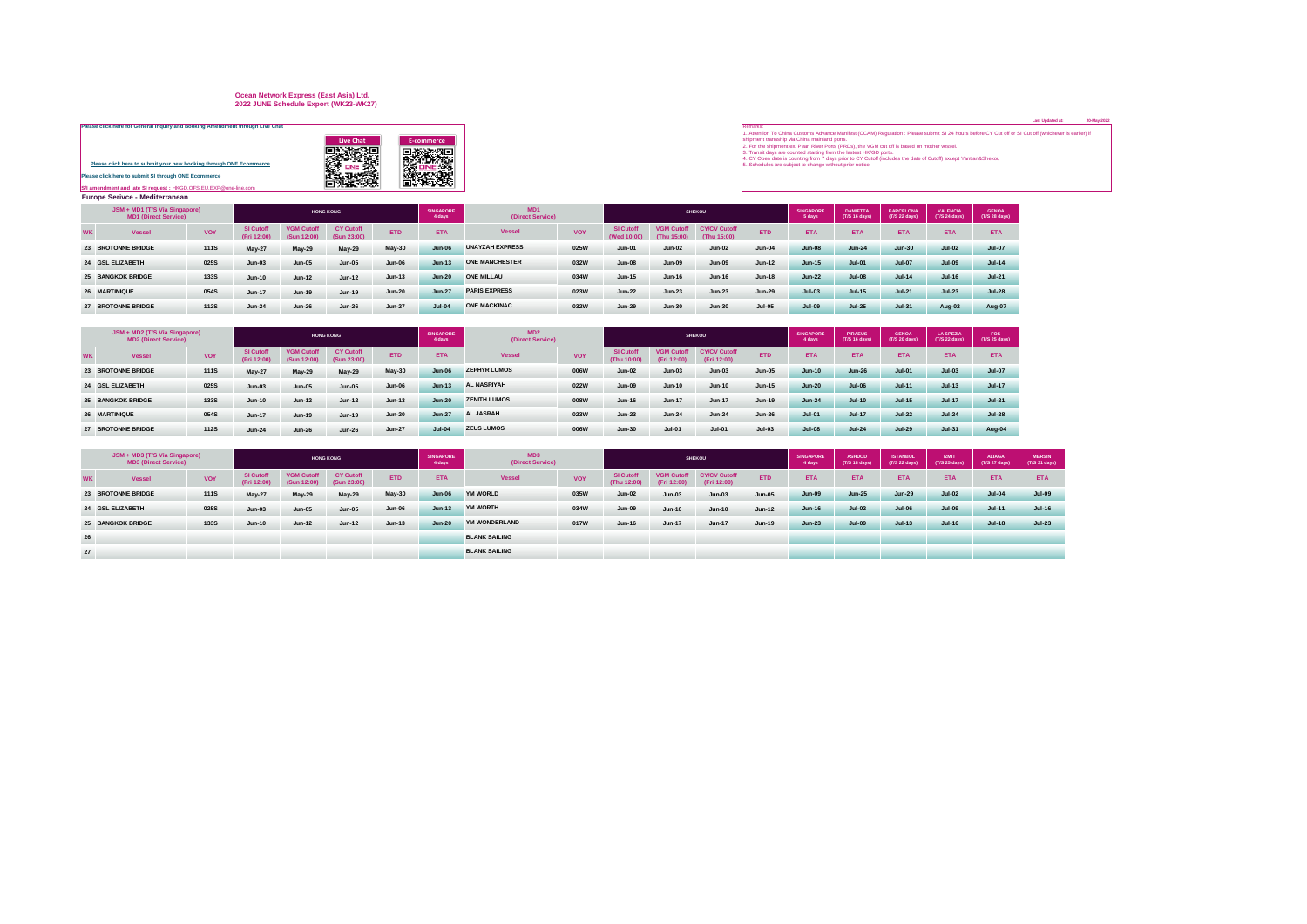# Ocean Network Express (East Asia) Ltd.

## 2022 JUNE Schedule Export (WK23-WK27)

Please click here for General Inquiry and Booking Amendment through Live Chat

Please click here to submit your new booking through ONE Ecommerce

Please click here to submit SI through ONE Ecommerce

SI amendment and late SI request : HKGD.OFS.EU.EXP@one-line.com

Live Chat

E-commerce

Last Updated at: 20-May-2022

Remarks:
1. Attention To China Customs Advance Manifest (CCAM) Regulation : Please submit SI 24 hours before CY Cut off or SI Cut off (whichever is earlier) if shipment tranship via China mainland ports.
2. For the shipment ex. Pearl River Ports (PRDs), the VGM cut off is based on mother vessel.
3. Transit days are counted starting from the lastest HK/GD ports.
4. CY Open date is counting from 7 days prior to CY Cutoff (includes the date of Cutoff) except Yantian&Shekou
5. Schedules are subject to change without prior notice.

**Europe Serivce - Mediterranean**

| JSM + MD1 (T/S Via Singapore) MD1 (Direct Service) | | | HONG KONG | | | | SINGAPORE 4 days | MD1 (Direct Service) | | SHEKOU | | | | SINGAPORE 5 days | DAMIETTA (T/S 16 days) | BARCELONA (T/S 22 days) | VALENCIA (T/S 24 days) | GENOA (T/S 28 days) |
|---|---|---|---|---|---|---|---|---|---|---|---|---|---|---|---|---|---|---|
| WK | Vessel | VOY | SI Cutoff (Fri 12:00) | VGM Cutoff (Sun 12:00) | CY Cutoff (Sun 23:00) | ETD | ETA | Vessel | VOY | SI Cutoff (Wed 10:00) | VGM Cutoff (Thu 15:00) | CY/CV Cutoff (Thu 15:00) | ETD | ETA | ETA | ETA | ETA | ETA |
| 23 | BROTONNE BRIDGE | 111S | May-27 | May-29 | May-29 | May-30 | Jun-06 | UNAYZAH EXPRESS | 025W | Jun-01 | Jun-02 | Jun-02 | Jun-04 | Jun-08 | Jun-24 | Jun-30 | Jul-02 | Jul-07 |
| 24 | GSL ELIZABETH | 025S | Jun-03 | Jun-05 | Jun-05 | Jun-06 | Jun-13 | ONE MANCHESTER | 032W | Jun-08 | Jun-09 | Jun-09 | Jun-12 | Jun-15 | Jul-01 | Jul-07 | Jul-09 | Jul-14 |
| 25 | BANGKOK BRIDGE | 133S | Jun-10 | Jun-12 | Jun-12 | Jun-13 | Jun-20 | ONE MILLAU | 034W | Jun-15 | Jun-16 | Jun-16 | Jun-18 | Jun-22 | Jul-08 | Jul-14 | Jul-16 | Jul-21 |
| 26 | MARTINIQUE | 054S | Jun-17 | Jun-19 | Jun-19 | Jun-20 | Jun-27 | PARIS EXPRESS | 023W | Jun-22 | Jun-23 | Jun-23 | Jun-29 | Jul-03 | Jul-15 | Jul-21 | Jul-23 | Jul-28 |
| 27 | BROTONNE BRIDGE | 112S | Jun-24 | Jun-26 | Jun-26 | Jun-27 | Jul-04 | ONE MACKINAC | 032W | Jun-29 | Jun-30 | Jun-30 | Jul-05 | Jul-09 | Jul-25 | Jul-31 | Aug-02 | Aug-07 |

| JSM + MD2 (T/S Via Singapore) MD2 (Direct Service) | | | HONG KONG | | | | SINGAPORE 4 days | MD2 (Direct Service) | | SHEKOU | | | | SINGAPORE 4 days | PIRAEUS (T/S 16 days) | GENOA (T/S 20 days) | LA SPEZIA (T/S 22 days) | FOS (T/S 26 days) |
|---|---|---|---|---|---|---|---|---|---|---|---|---|---|---|---|---|---|---|
| WK | Vessel | VOY | SI Cutoff (Fri 12:00) | VGM Cutoff (Sun 12:00) | CY Cutoff (Sun 23:00) | ETD | ETA | Vessel | VOY | SI Cutoff (Thu 10:00) | VGM Cutoff (Fri 12:00) | CY/CV Cutoff (Fri 12:00) | ETD | ETA | ETA | ETA | ETA | ETA |
| 23 | BROTONNE BRIDGE | 111S | May-27 | May-29 | May-29 | May-30 | Jun-06 | ZEPHYR LUMOS | 006W | Jun-02 | Jun-03 | Jun-03 | Jun-05 | Jun-10 | Jun-26 | Jul-01 | Jul-03 | Jul-07 |
| 24 | GSL ELIZABETH | 025S | Jun-03 | Jun-05 | Jun-05 | Jun-06 | Jun-13 | AL NASRIYAH | 022W | Jun-09 | Jun-10 | Jun-10 | Jun-15 | Jun-20 | Jul-06 | Jul-11 | Jul-13 | Jul-17 |
| 25 | BANGKOK BRIDGE | 133S | Jun-10 | Jun-12 | Jun-12 | Jun-13 | Jun-20 | ZENITH LUMOS | 008W | Jun-16 | Jun-17 | Jun-17 | Jun-19 | Jun-24 | Jul-10 | Jul-15 | Jul-17 | Jul-21 |
| 26 | MARTINIQUE | 054S | Jun-17 | Jun-19 | Jun-19 | Jun-20 | Jun-27 | AL JASRAH | 023W | Jun-23 | Jun-24 | Jun-24 | Jun-26 | Jul-01 | Jul-17 | Jul-22 | Jul-24 | Jul-28 |
| 27 | BROTONNE BRIDGE | 112S | Jun-24 | Jun-26 | Jun-26 | Jun-27 | Jul-04 | ZEUS LUMOS | 006W | Jun-30 | Jul-01 | Jul-01 | Jul-03 | Jul-08 | Jul-24 | Jul-29 | Jul-31 | Aug-04 |

| JSM + MD3 (T/S Via Singapore) MD3 (Direct Service) | | | HONG KONG | | | | SINGAPORE 4 days | MD3 (Direct Service) | | SHEKOU | | | | SINGAPORE 4 days | ASHDOD (T/S 18 days) | ISTANBUL (T/S 22 days) | IZMIT (T/S 25 days) | ALIAGA (T/S 27 days) | MERSIN (T/S 31 days) |
|---|---|---|---|---|---|---|---|---|---|---|---|---|---|---|---|---|---|---|---|
| WK | Vessel | VOY | SI Cutoff (Fri 12:00) | VGM Cutoff (Sun 12:00) | CY Cutoff (Sun 23:00) | ETD | ETA | Vessel | VOY | SI Cutoff (Thu 12:00) | VGM Cutoff (Fri 12:00) | CY/CV Cutoff (Fri 12:00) | ETD | ETA | ETA | ETA | ETA | ETA | ETA |
| 23 | BROTONNE BRIDGE | 111S | May-27 | May-29 | May-29 | May-30 | Jun-06 | YM WORLD | 035W | Jun-02 | Jun-03 | Jun-03 | Jun-05 | Jun-09 | Jun-25 | Jun-29 | Jul-02 | Jul-04 | Jul-09 |
| 24 | GSL ELIZABETH | 025S | Jun-03 | Jun-05 | Jun-05 | Jun-06 | Jun-13 | YM WORTH | 034W | Jun-09 | Jun-10 | Jun-10 | Jun-12 | Jun-16 | Jul-02 | Jul-06 | Jul-09 | Jul-11 | Jul-16 |
| 25 | BANGKOK BRIDGE | 133S | Jun-10 | Jun-12 | Jun-12 | Jun-13 | Jun-20 | YM WONDERLAND | 017W | Jun-16 | Jun-17 | Jun-17 | Jun-19 | Jun-23 | Jul-09 | Jul-13 | Jul-16 | Jul-18 | Jul-23 |
| 26 | | | | | | | | BLANK SAILING | | | | | | | | | | | |
| 27 | | | | | | | | BLANK SAILING | | | | | | | | | | | |